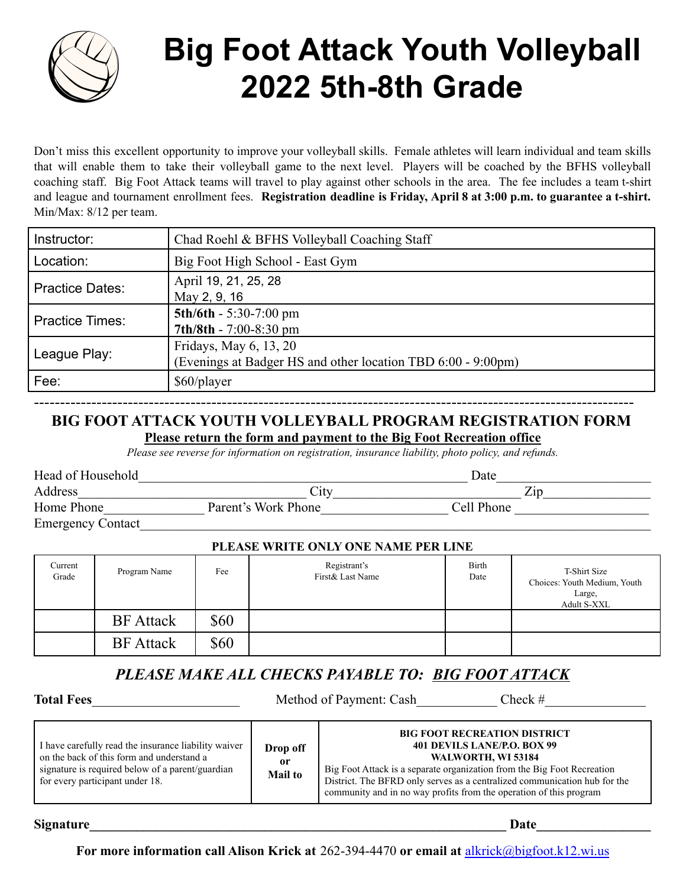# Big Foot Attack Youth Volleyball 2022 5th-8th Grade

Don't miss this excellent opportunity to improve your volleyball skills. Female athletes will learn individual and team skills that will enable them to take their volleyball game to the next level. Players will be coached by the BFHS volleyball coaching staff. Big Foot Attack teams will travel to play against other schools in the area. The fee includes a team t-shirt and league and tournament enrollment fees. **Registration deadline is Friday, April 8 at 3:00 p.m. to guarantee a t-shirt.** Min/Max: 8/12 per team.

| | |
|---|---|
| Instructor: | Chad Roehl & BFHS Volleyball Coaching Staff |
| Location: | Big Foot High School - East Gym |
| Practice Dates: | April 19, 21, 25, 28<br>May 2, 9, 16 |
| Practice Times: | **5th/6th** - 5:30-7:00 pm<br>**7th/8th** - 7:00-8:30 pm |
| League Play: | Fridays, May 6, 13, 20<br>(Evenings at Badger HS and other location TBD 6:00 - 9:00pm) |
| Fee: | $60/player |

---

## BIG FOOT ATTACK YOUTH VOLLEYBALL PROGRAM REGISTRATION FORM

**Please return the form and payment to the Big Foot Recreation office**

*Please see reverse for information on registration, insurance liability, photo policy, and refunds.*

Head of Household________________________________ Date____________________

Address____________________________ City______________________ Zip______________

Home Phone_____________ Parent's Work Phone_________________ Cell Phone __________________

Emergency Contact______________________________________________________________

**PLEASE WRITE ONLY ONE NAME PER LINE**

| Current Grade | Program Name | Fee | Registrant's First& Last Name | Birth Date | T-Shirt Size Choices: Youth Medium, Youth Large, Adult S-XXL |
|---|---|---|---|---|---|
| | BF Attack | $60 | | | |
| | BF Attack | $60 | | | |

## *PLEASE MAKE ALL CHECKS PAYABLE TO: BIG FOOT ATTACK*

**Total Fees**____________________ Method of Payment: Cash__________ Check #_____________

| | | |
|---|---|---|
| I have carefully read the insurance liability waiver on the back of this form and understand a signature is required below of a parent/guardian for every participant under 18. | **Drop off or Mail to** | **BIG FOOT RECREATION DISTRICT<br>401 DEVILS LANE/P.O. BOX 99<br>WALWORTH, WI 53184**<br>Big Foot Attack is a separate organization from the Big Foot Recreation District. The BFRD only serves as a centralized communication hub for the community and in no way profits from the operation of this program |

**Signature**_____________________________________________________ **Date**_______________

**For more information call Alison Krick at** 262-394-4470 **or email at** alkrick@bigfoot.k12.wi.us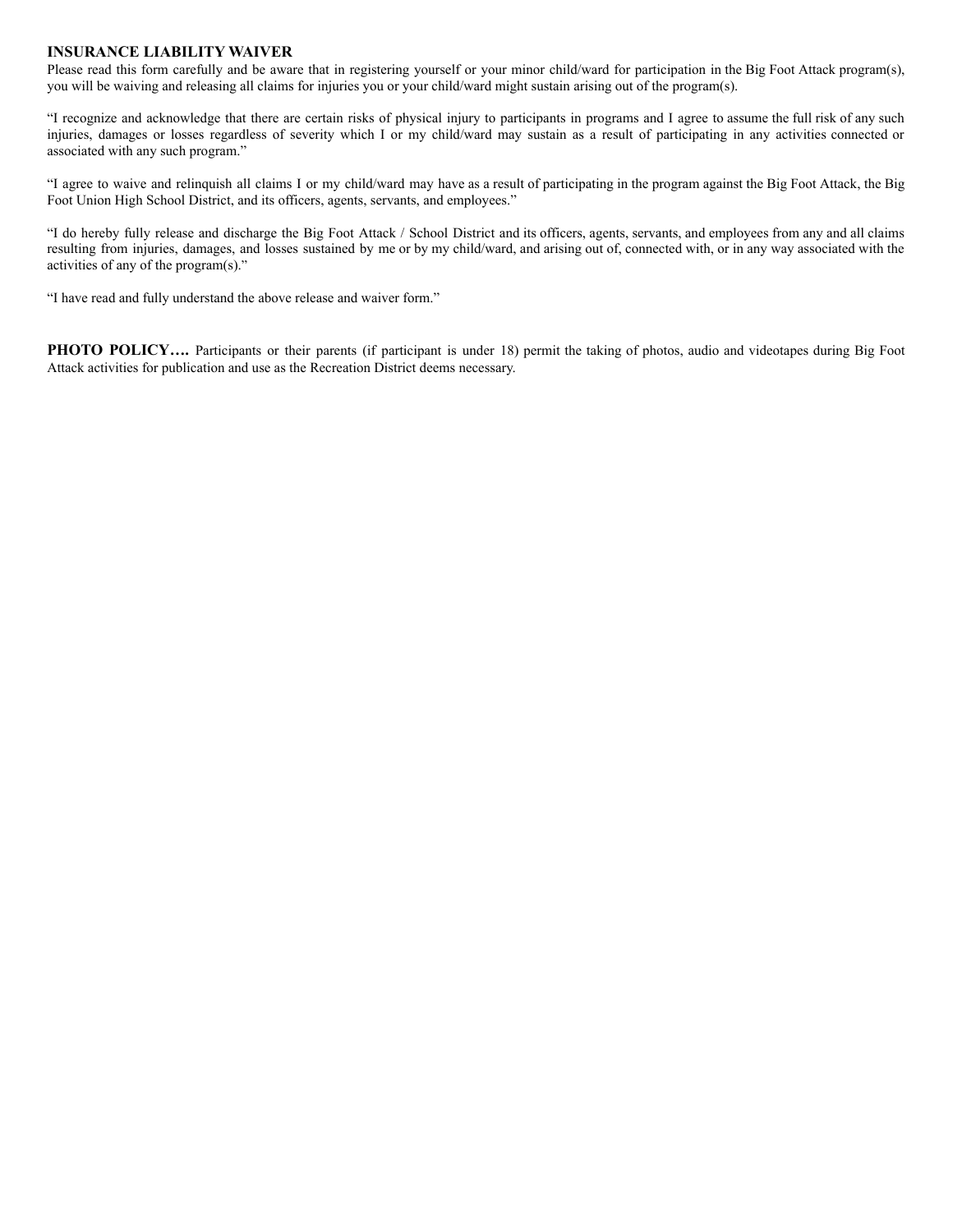**INSURANCE LIABILITY WAIVER**

Please read this form carefully and be aware that in registering yourself or your minor child/ward for participation in the Big Foot Attack program(s), you will be waiving and releasing all claims for injuries you or your child/ward might sustain arising out of the program(s).

"I recognize and acknowledge that there are certain risks of physical injury to participants in programs and I agree to assume the full risk of any such injuries, damages or losses regardless of severity which I or my child/ward may sustain as a result of participating in any activities connected or associated with any such program."

"I agree to waive and relinquish all claims I or my child/ward may have as a result of participating in the program against the Big Foot Attack, the Big Foot Union High School District, and its officers, agents, servants, and employees."

"I do hereby fully release and discharge the Big Foot Attack / School District and its officers, agents, servants, and employees from any and all claims resulting from injuries, damages, and losses sustained by me or by my child/ward, and arising out of, connected with, or in any way associated with the activities of any of the program(s)."

"I have read and fully understand the above release and waiver form."

**PHOTO POLICY….** Participants or their parents (if participant is under 18) permit the taking of photos, audio and videotapes during Big Foot Attack activities for publication and use as the Recreation District deems necessary.